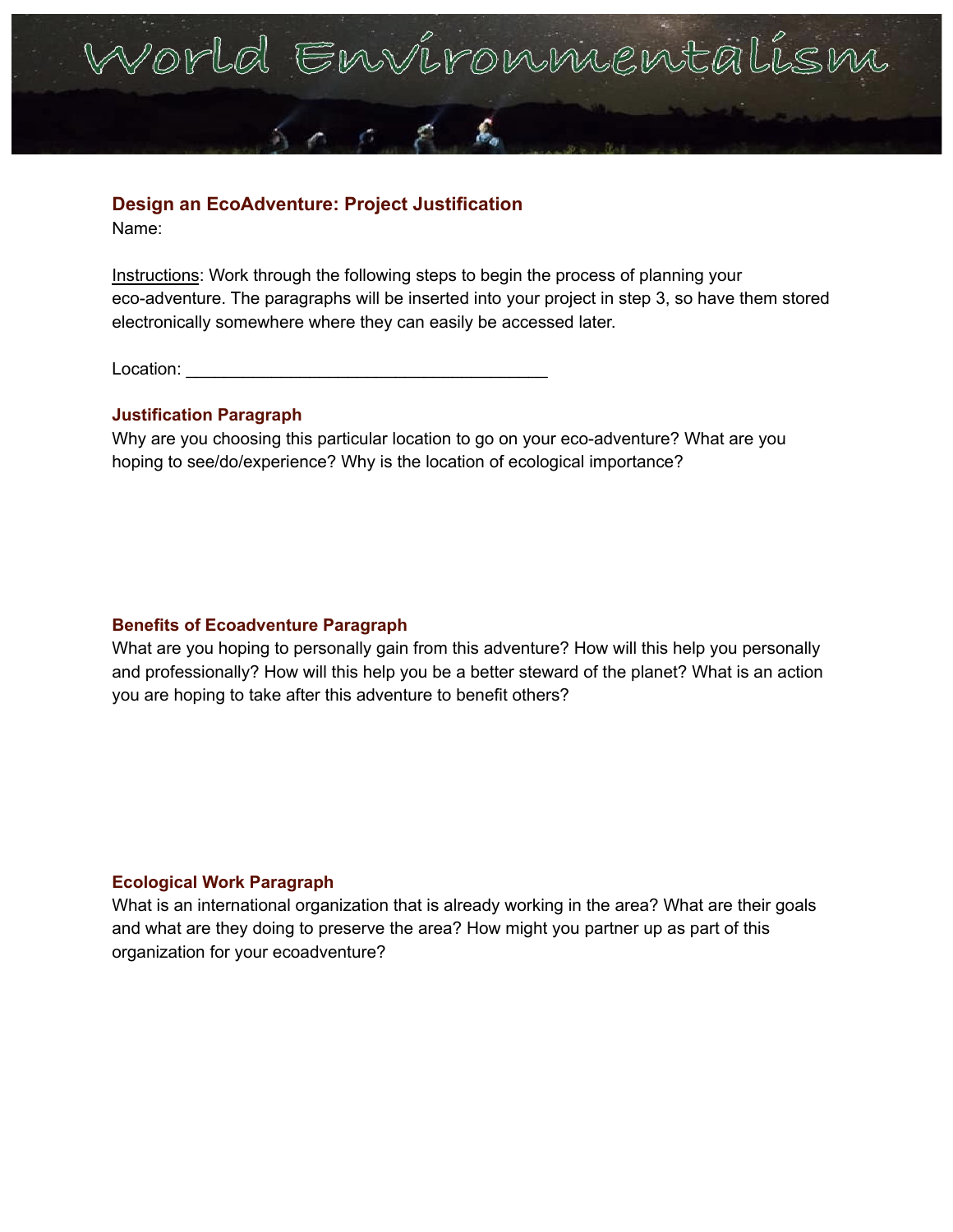# World Environmentalism

## Design an EcoAdventure: Project Justification

Name:

Instructions: Work through the following steps to begin the process of planning your eco-adventure. The paragraphs will be inserted into your project in step 3, so have them stored electronically somewhere where they can easily be accessed later.

Location: ______________________________________

### Justification Paragraph

Why are you choosing this particular location to go on your eco-adventure? What are you hoping to see/do/experience? Why is the location of ecological importance?

### Benefits of Ecoadventure Paragraph

What are you hoping to personally gain from this adventure? How will this help you personally and professionally? How will this help you be a better steward of the planet? What is an action you are hoping to take after this adventure to benefit others?

### Ecological Work Paragraph

What is an international organization that is already working in the area? What are their goals and what are they doing to preserve the area? How might you partner up as part of this organization for your ecoadventure?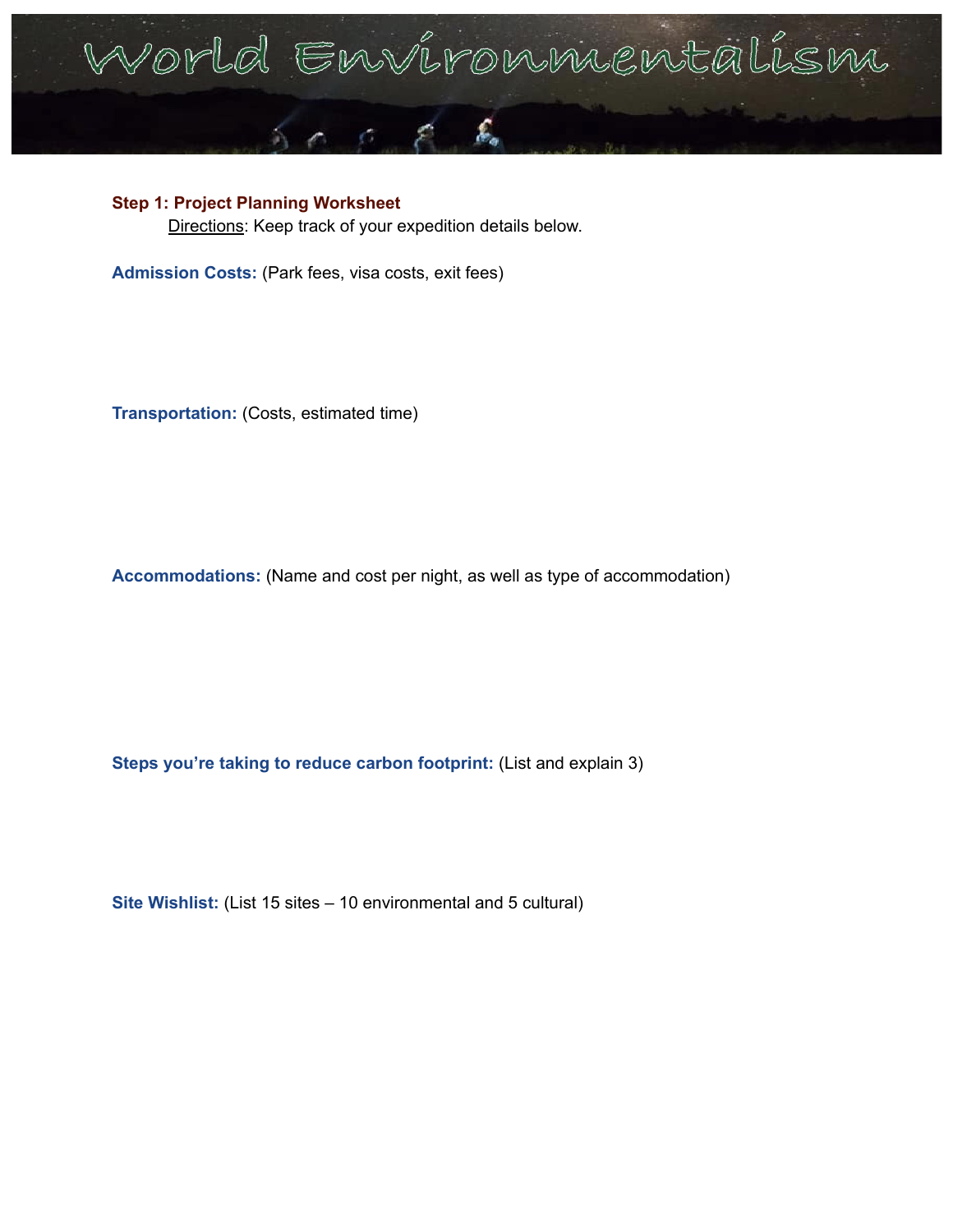# World Environmentalism

**Step 1: Project Planning Worksheet**

<u>Directions</u>: Keep track of your expedition details below.

**Admission Costs:** (Park fees, visa costs, exit fees)

**Transportation:** (Costs, estimated time)

**Accommodations:** (Name and cost per night, as well as type of accommodation)

**Steps you're taking to reduce carbon footprint:** (List and explain 3)

**Site Wishlist:** (List 15 sites – 10 environmental and 5 cultural)